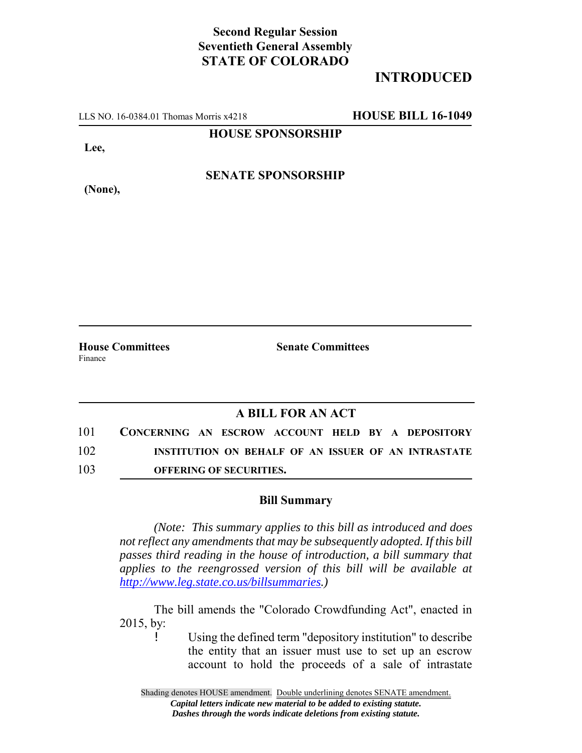**Second Regular Session**
**Seventieth General Assembly**
**STATE OF COLORADO**

**INTRODUCED**

LLS NO. 16-0384.01 Thomas Morris x4218 **HOUSE BILL 16-1049**

**HOUSE SPONSORSHIP**

**Lee,**

**SENATE SPONSORSHIP**

**(None),**

**House Committees**
Finance

**Senate Committees**

## A BILL FOR AN ACT

101 **CONCERNING AN ESCROW ACCOUNT HELD BY A DEPOSITORY**
102 **INSTITUTION ON BEHALF OF AN ISSUER OF AN INTRASTATE**
103 **OFFERING OF SECURITIES.**

### Bill Summary

*(Note: This summary applies to this bill as introduced and does not reflect any amendments that may be subsequently adopted. If this bill passes third reading in the house of introduction, a bill summary that applies to the reengrossed version of this bill will be available at http://www.leg.state.co.us/billsummaries.)*

The bill amends the "Colorado Crowdfunding Act", enacted in 2015, by:

- Using the defined term "depository institution" to describe the entity that an issuer must use to set up an escrow account to hold the proceeds of a sale of intrastate

Shading denotes HOUSE amendment. Double underlining denotes SENATE amendment.
*Capital letters indicate new material to be added to existing statute.*
*Dashes through the words indicate deletions from existing statute.*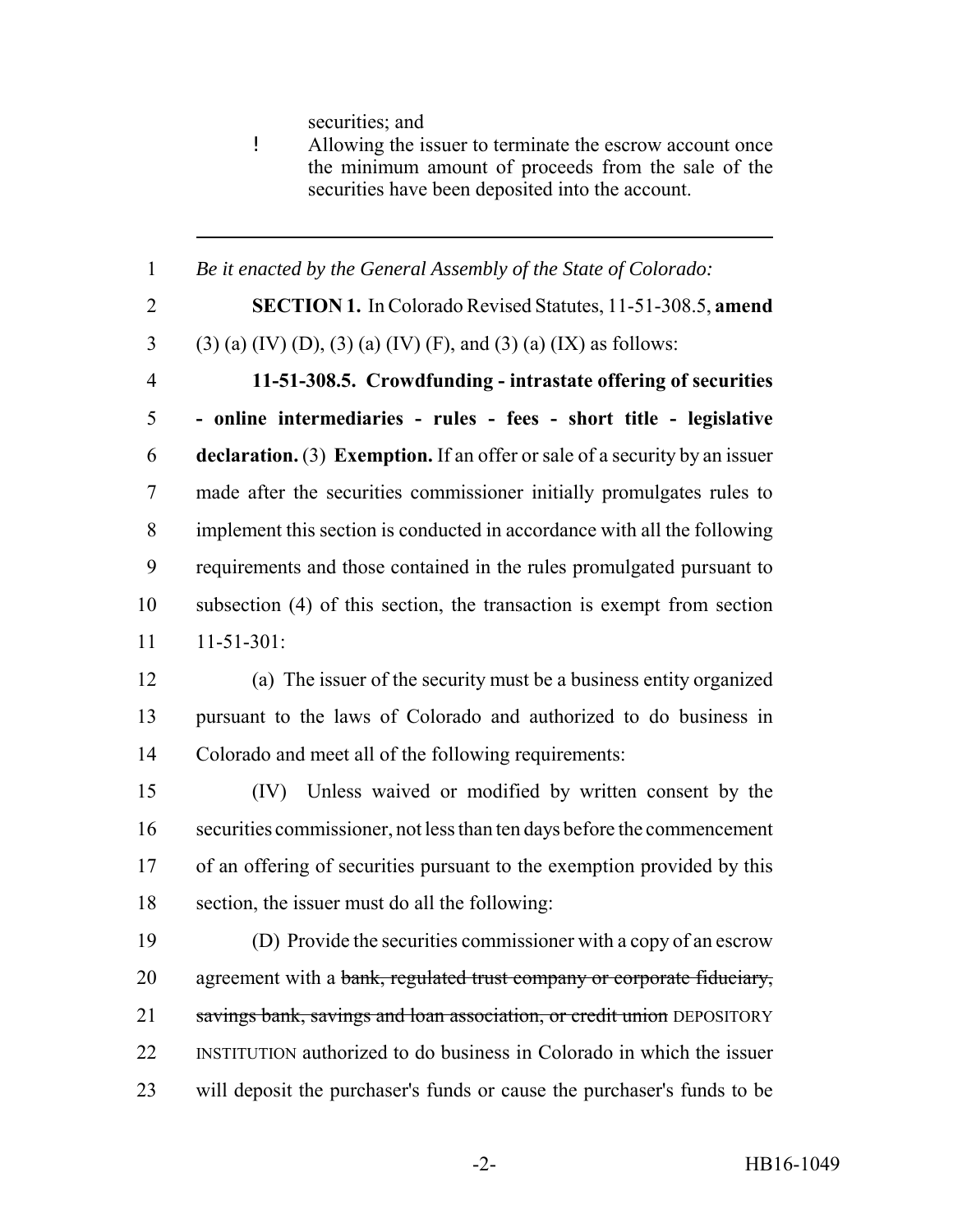securities; and

- Allowing the issuer to terminate the escrow account once the minimum amount of proceeds from the sale of the securities have been deposited into the account.

---

1 *Be it enacted by the General Assembly of the State of Colorado:*

2 **SECTION 1.** In Colorado Revised Statutes, 11-51-308.5, **amend**
3 (3) (a) (IV) (D), (3) (a) (IV) (F), and (3) (a) (IX) as follows:

4 **11-51-308.5. Crowdfunding - intrastate offering of securities**
5 **- online intermediaries - rules - fees - short title - legislative**
6 **declaration.** (3) **Exemption.** If an offer or sale of a security by an issuer
7 made after the securities commissioner initially promulgates rules to
8 implement this section is conducted in accordance with all the following
9 requirements and those contained in the rules promulgated pursuant to
10 subsection (4) of this section, the transaction is exempt from section
11 11-51-301:

12 (a) The issuer of the security must be a business entity organized
13 pursuant to the laws of Colorado and authorized to do business in
14 Colorado and meet all of the following requirements:

15 (IV) Unless waived or modified by written consent by the
16 securities commissioner, not less than ten days before the commencement
17 of an offering of securities pursuant to the exemption provided by this
18 section, the issuer must do all the following:

19 (D) Provide the securities commissioner with a copy of an escrow
20 agreement with a ~~bank, regulated trust company or corporate fiduciary,~~
21 ~~savings bank, savings and loan association, or credit union~~ DEPOSITORY
22 INSTITUTION authorized to do business in Colorado in which the issuer
23 will deposit the purchaser's funds or cause the purchaser's funds to be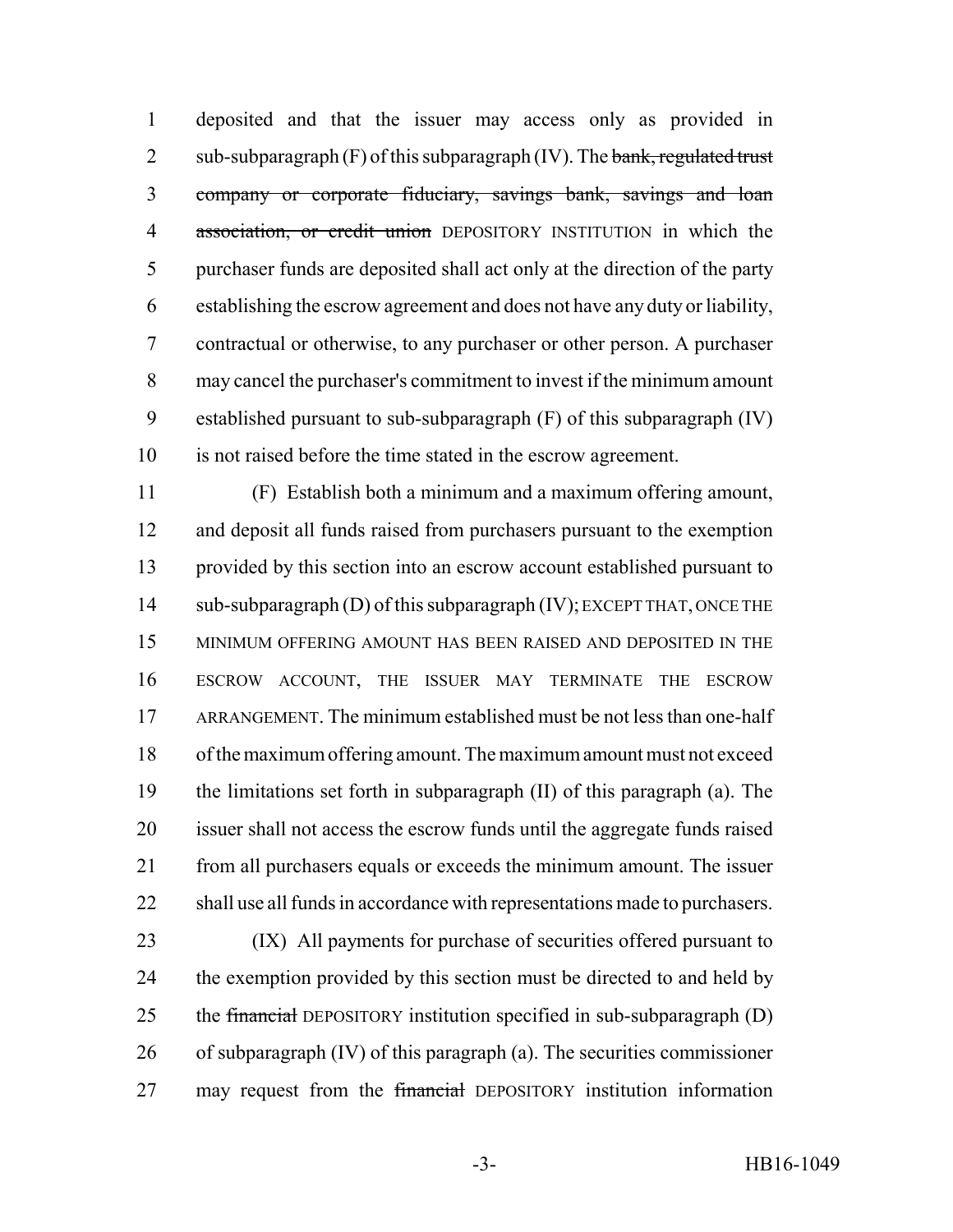1 deposited and that the issuer may access only as provided in
2 sub-subparagraph (F) of this subparagraph (IV). The ~~bank, regulated trust~~
3 ~~company or corporate fiduciary, savings bank, savings and loan~~
4 ~~association, or credit union~~ DEPOSITORY INSTITUTION in which the
5 purchaser funds are deposited shall act only at the direction of the party
6 establishing the escrow agreement and does not have any duty or liability,
7 contractual or otherwise, to any purchaser or other person. A purchaser
8 may cancel the purchaser's commitment to invest if the minimum amount
9 established pursuant to sub-subparagraph (F) of this subparagraph (IV)
10 is not raised before the time stated in the escrow agreement.

11 (F) Establish both a minimum and a maximum offering amount,
12 and deposit all funds raised from purchasers pursuant to the exemption
13 provided by this section into an escrow account established pursuant to
14 sub-subparagraph (D) of this subparagraph (IV); EXCEPT THAT, ONCE THE
15 MINIMUM OFFERING AMOUNT HAS BEEN RAISED AND DEPOSITED IN THE
16 ESCROW ACCOUNT, THE ISSUER MAY TERMINATE THE ESCROW
17 ARRANGEMENT. The minimum established must be not less than one-half
18 of the maximum offering amount. The maximum amount must not exceed
19 the limitations set forth in subparagraph (II) of this paragraph (a). The
20 issuer shall not access the escrow funds until the aggregate funds raised
21 from all purchasers equals or exceeds the minimum amount. The issuer
22 shall use all funds in accordance with representations made to purchasers.

23 (IX) All payments for purchase of securities offered pursuant to
24 the exemption provided by this section must be directed to and held by
25 the ~~financial~~ DEPOSITORY institution specified in sub-subparagraph (D)
26 of subparagraph (IV) of this paragraph (a). The securities commissioner
27 may request from the ~~financial~~ DEPOSITORY institution information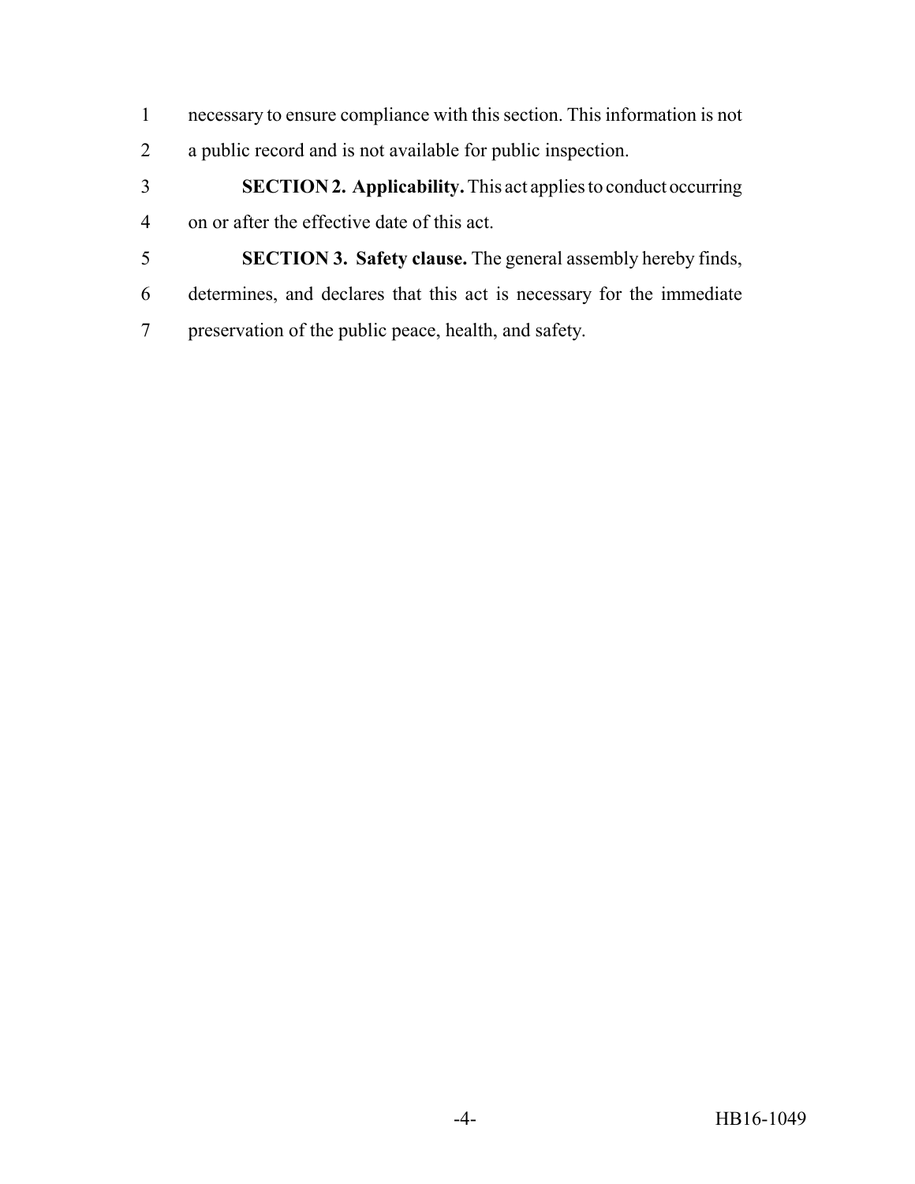necessary to ensure compliance with this section. This information is not a public record and is not available for public inspection.

**SECTION 2. Applicability.** This act applies to conduct occurring on or after the effective date of this act.

**SECTION 3. Safety clause.** The general assembly hereby finds, determines, and declares that this act is necessary for the immediate preservation of the public peace, health, and safety.